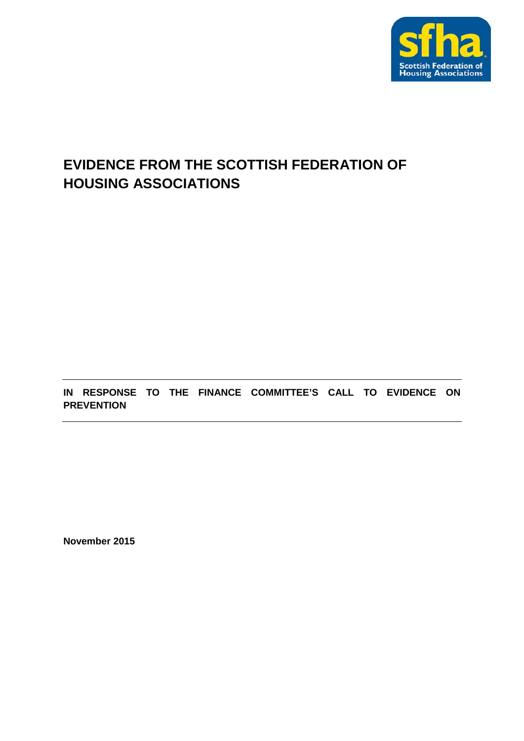# EVIDENCE FROM THE SCOTTISH FEDERATION OF HOUSING ASSOCIATIONS

---

**IN RESPONSE TO THE FINANCE COMMITTEE'S CALL TO EVIDENCE ON PREVENTION**

---

**November 2015**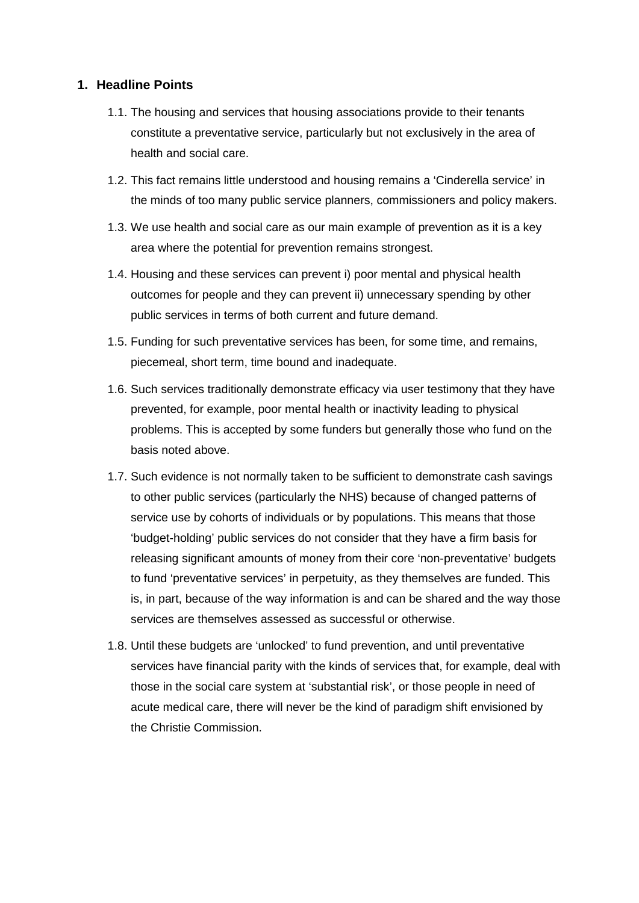## 1. Headline Points

1.1. The housing and services that housing associations provide to their tenants constitute a preventative service, particularly but not exclusively in the area of health and social care.

1.2. This fact remains little understood and housing remains a 'Cinderella service' in the minds of too many public service planners, commissioners and policy makers.

1.3. We use health and social care as our main example of prevention as it is a key area where the potential for prevention remains strongest.

1.4. Housing and these services can prevent i) poor mental and physical health outcomes for people and they can prevent ii) unnecessary spending by other public services in terms of both current and future demand.

1.5. Funding for such preventative services has been, for some time, and remains, piecemeal, short term, time bound and inadequate.

1.6. Such services traditionally demonstrate efficacy via user testimony that they have prevented, for example, poor mental health or inactivity leading to physical problems. This is accepted by some funders but generally those who fund on the basis noted above.

1.7. Such evidence is not normally taken to be sufficient to demonstrate cash savings to other public services (particularly the NHS) because of changed patterns of service use by cohorts of individuals or by populations. This means that those 'budget-holding' public services do not consider that they have a firm basis for releasing significant amounts of money from their core 'non-preventative' budgets to fund 'preventative services' in perpetuity, as they themselves are funded. This is, in part, because of the way information is and can be shared and the way those services are themselves assessed as successful or otherwise.

1.8. Until these budgets are 'unlocked' to fund prevention, and until preventative services have financial parity with the kinds of services that, for example, deal with those in the social care system at 'substantial risk', or those people in need of acute medical care, there will never be the kind of paradigm shift envisioned by the Christie Commission.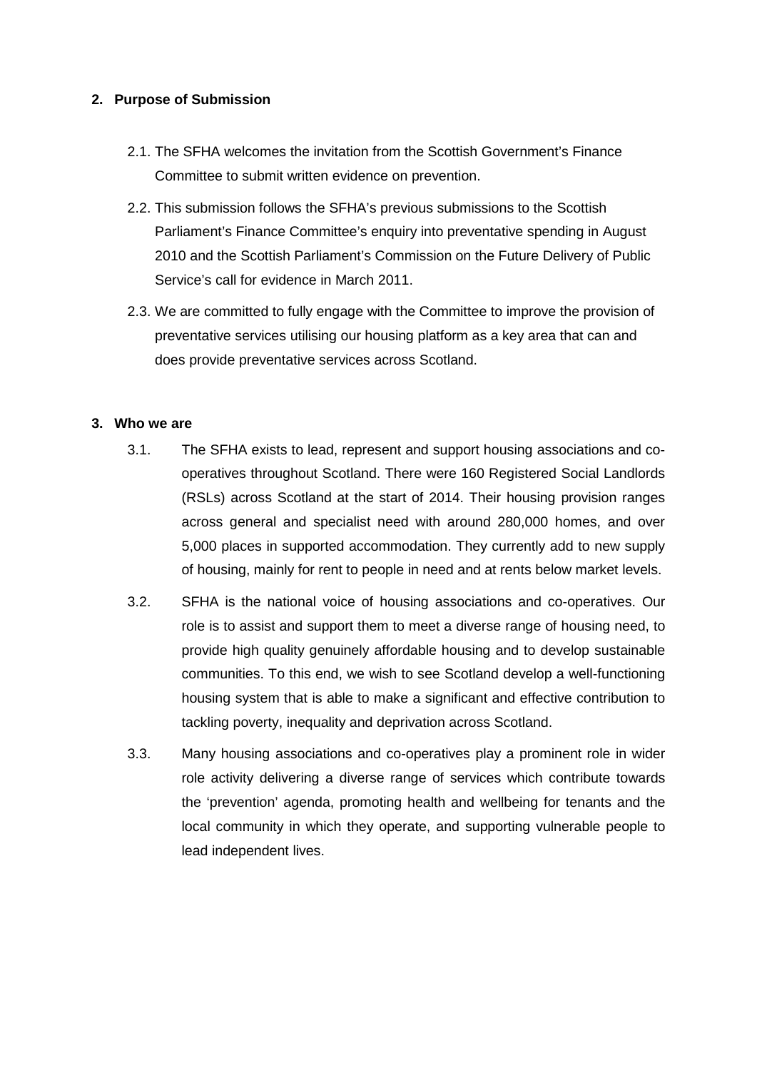## 2. Purpose of Submission

2.1. The SFHA welcomes the invitation from the Scottish Government's Finance Committee to submit written evidence on prevention.

2.2. This submission follows the SFHA's previous submissions to the Scottish Parliament's Finance Committee's enquiry into preventative spending in August 2010 and the Scottish Parliament's Commission on the Future Delivery of Public Service's call for evidence in March 2011.

2.3. We are committed to fully engage with the Committee to improve the provision of preventative services utilising our housing platform as a key area that can and does provide preventative services across Scotland.

## 3. Who we are

3.1. The SFHA exists to lead, represent and support housing associations and co-operatives throughout Scotland. There were 160 Registered Social Landlords (RSLs) across Scotland at the start of 2014. Their housing provision ranges across general and specialist need with around 280,000 homes, and over 5,000 places in supported accommodation. They currently add to new supply of housing, mainly for rent to people in need and at rents below market levels.

3.2. SFHA is the national voice of housing associations and co-operatives. Our role is to assist and support them to meet a diverse range of housing need, to provide high quality genuinely affordable housing and to develop sustainable communities. To this end, we wish to see Scotland develop a well-functioning housing system that is able to make a significant and effective contribution to tackling poverty, inequality and deprivation across Scotland.

3.3. Many housing associations and co-operatives play a prominent role in wider role activity delivering a diverse range of services which contribute towards the 'prevention' agenda, promoting health and wellbeing for tenants and the local community in which they operate, and supporting vulnerable people to lead independent lives.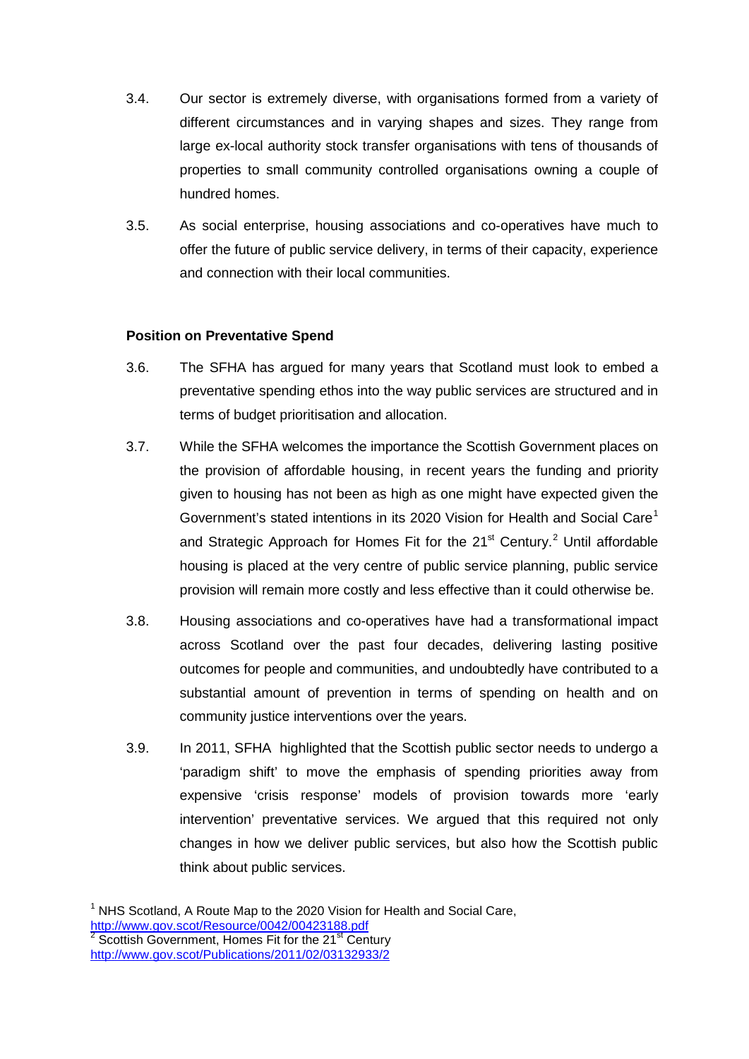3.4. Our sector is extremely diverse, with organisations formed from a variety of different circumstances and in varying shapes and sizes. They range from large ex-local authority stock transfer organisations with tens of thousands of properties to small community controlled organisations owning a couple of hundred homes.

3.5. As social enterprise, housing associations and co-operatives have much to offer the future of public service delivery, in terms of their capacity, experience and connection with their local communities.

**Position on Preventative Spend**

3.6. The SFHA has argued for many years that Scotland must look to embed a preventative spending ethos into the way public services are structured and in terms of budget prioritisation and allocation.

3.7. While the SFHA welcomes the importance the Scottish Government places on the provision of affordable housing, in recent years the funding and priority given to housing has not been as high as one might have expected given the Government's stated intentions in its 2020 Vision for Health and Social Care[1] and Strategic Approach for Homes Fit for the 21st Century.[2] Until affordable housing is placed at the very centre of public service planning, public service provision will remain more costly and less effective than it could otherwise be.

3.8. Housing associations and co-operatives have had a transformational impact across Scotland over the past four decades, delivering lasting positive outcomes for people and communities, and undoubtedly have contributed to a substantial amount of prevention in terms of spending on health and on community justice interventions over the years.

3.9. In 2011, SFHA highlighted that the Scottish public sector needs to undergo a 'paradigm shift' to move the emphasis of spending priorities away from expensive 'crisis response' models of provision towards more 'early intervention' preventative services. We argued that this required not only changes in how we deliver public services, but also how the Scottish public think about public services.

[1] NHS Scotland, A Route Map to the 2020 Vision for Health and Social Care, http://www.gov.scot/Resource/0042/00423188.pdf

[2] Scottish Government, Homes Fit for the 21st Century http://www.gov.scot/Publications/2011/02/03132933/2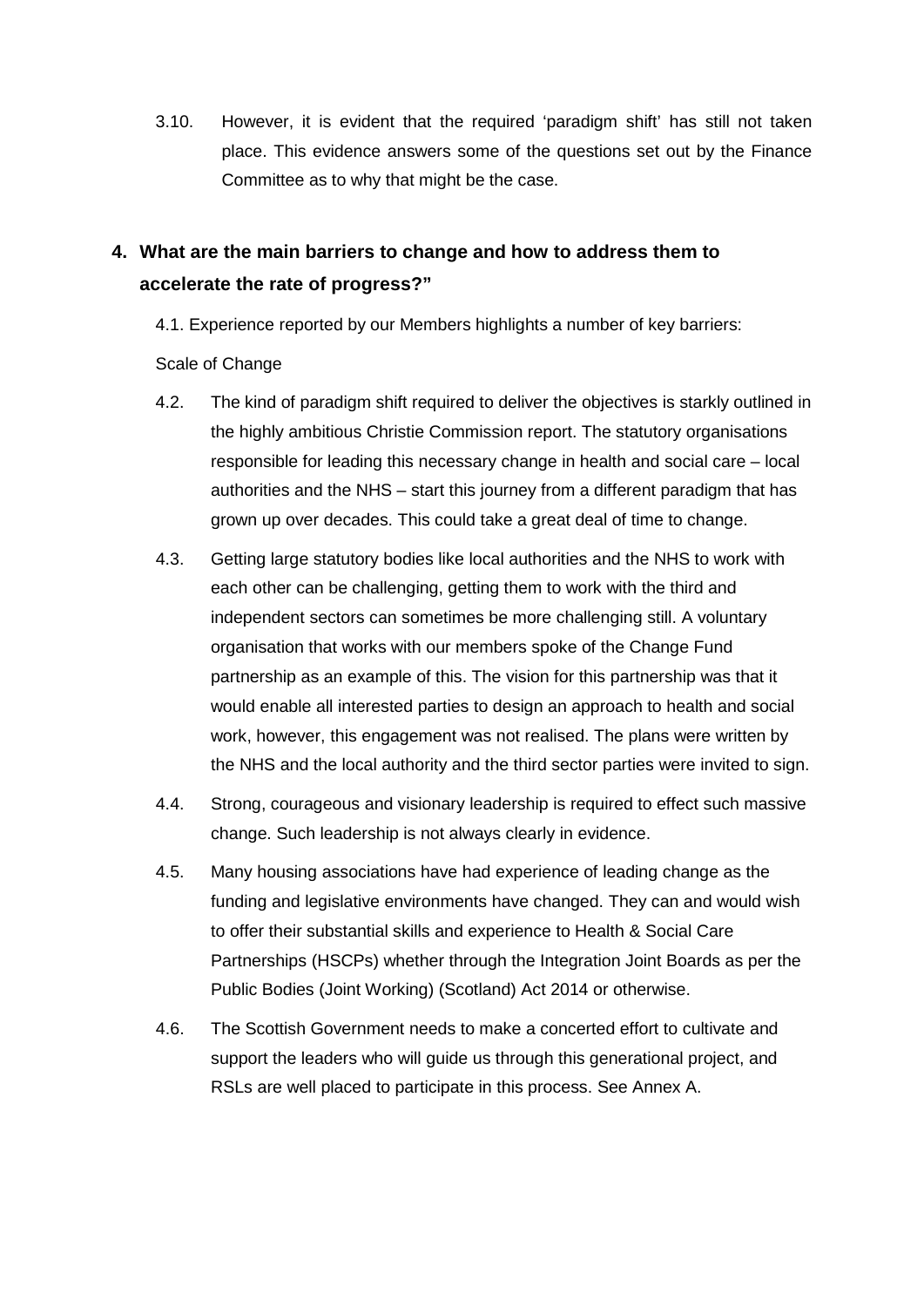3.10. However, it is evident that the required 'paradigm shift' has still not taken place. This evidence answers some of the questions set out by the Finance Committee as to why that might be the case.

## 4. What are the main barriers to change and how to address them to accelerate the rate of progress?"

4.1. Experience reported by our Members highlights a number of key barriers:

Scale of Change

4.2. The kind of paradigm shift required to deliver the objectives is starkly outlined in the highly ambitious Christie Commission report. The statutory organisations responsible for leading this necessary change in health and social care – local authorities and the NHS – start this journey from a different paradigm that has grown up over decades. This could take a great deal of time to change.

4.3. Getting large statutory bodies like local authorities and the NHS to work with each other can be challenging, getting them to work with the third and independent sectors can sometimes be more challenging still. A voluntary organisation that works with our members spoke of the Change Fund partnership as an example of this. The vision for this partnership was that it would enable all interested parties to design an approach to health and social work, however, this engagement was not realised. The plans were written by the NHS and the local authority and the third sector parties were invited to sign.

4.4. Strong, courageous and visionary leadership is required to effect such massive change. Such leadership is not always clearly in evidence.

4.5. Many housing associations have had experience of leading change as the funding and legislative environments have changed. They can and would wish to offer their substantial skills and experience to Health & Social Care Partnerships (HSCPs) whether through the Integration Joint Boards as per the Public Bodies (Joint Working) (Scotland) Act 2014 or otherwise.

4.6. The Scottish Government needs to make a concerted effort to cultivate and support the leaders who will guide us through this generational project, and RSLs are well placed to participate in this process. See Annex A.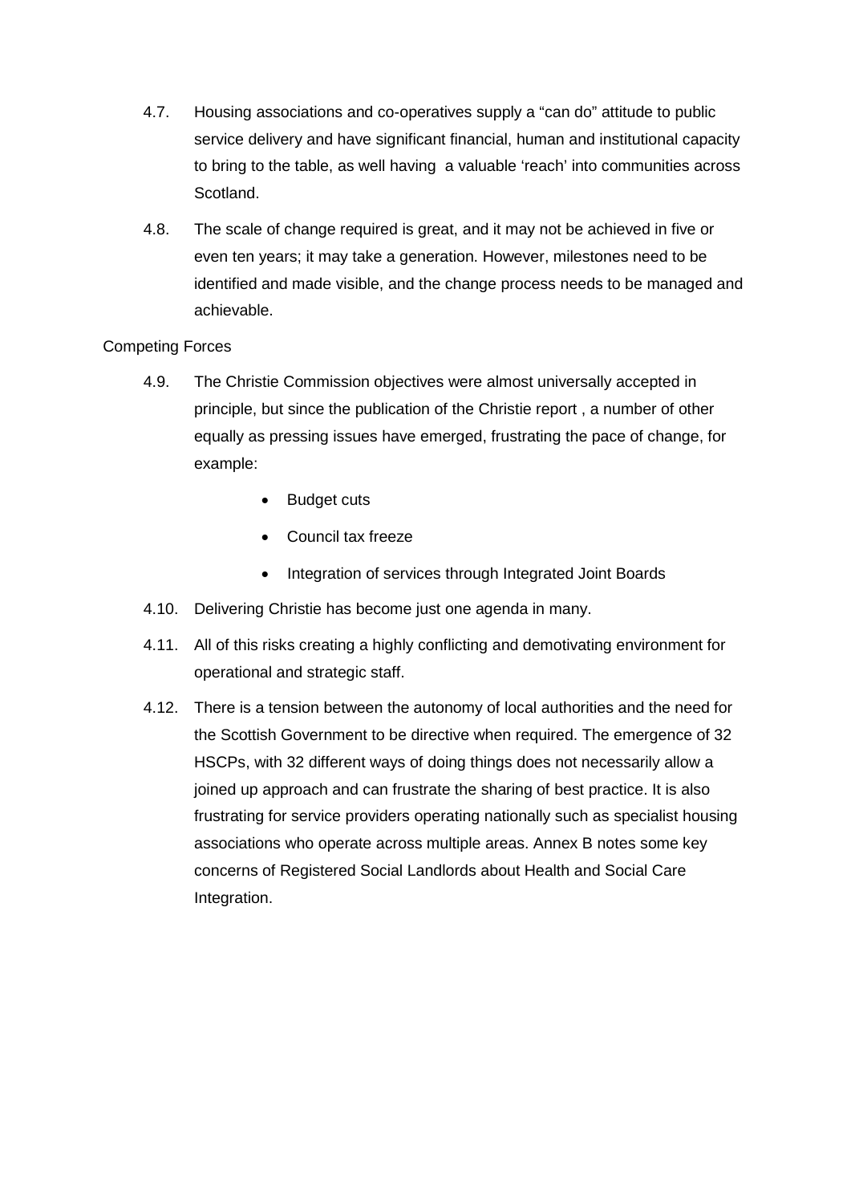4.7. Housing associations and co-operatives supply a "can do" attitude to public service delivery and have significant financial, human and institutional capacity to bring to the table, as well having a valuable 'reach' into communities across Scotland.

4.8. The scale of change required is great, and it may not be achieved in five or even ten years; it may take a generation. However, milestones need to be identified and made visible, and the change process needs to be managed and achievable.

Competing Forces

4.9. The Christie Commission objectives were almost universally accepted in principle, but since the publication of the Christie report , a number of other equally as pressing issues have emerged, frustrating the pace of change, for example:

- Budget cuts
- Council tax freeze
- Integration of services through Integrated Joint Boards

4.10. Delivering Christie has become just one agenda in many.

4.11. All of this risks creating a highly conflicting and demotivating environment for operational and strategic staff.

4.12. There is a tension between the autonomy of local authorities and the need for the Scottish Government to be directive when required. The emergence of 32 HSCPs, with 32 different ways of doing things does not necessarily allow a joined up approach and can frustrate the sharing of best practice. It is also frustrating for service providers operating nationally such as specialist housing associations who operate across multiple areas. Annex B notes some key concerns of Registered Social Landlords about Health and Social Care Integration.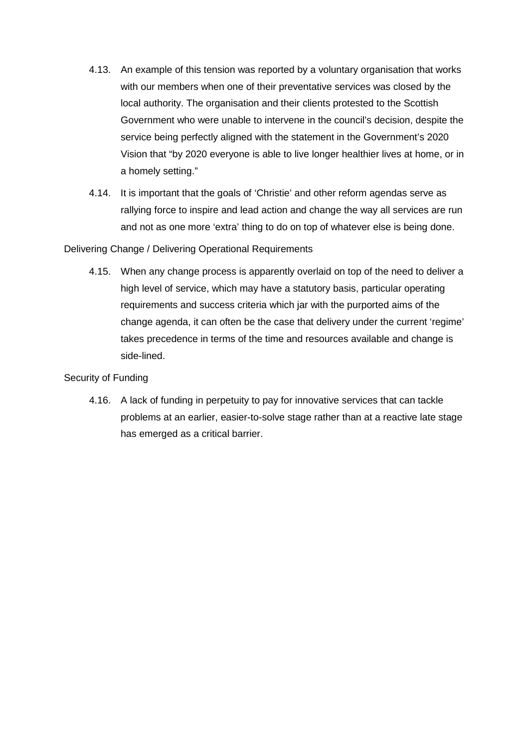4.13. An example of this tension was reported by a voluntary organisation that works with our members when one of their preventative services was closed by the local authority. The organisation and their clients protested to the Scottish Government who were unable to intervene in the council's decision, despite the service being perfectly aligned with the statement in the Government's 2020 Vision that "by 2020 everyone is able to live longer healthier lives at home, or in a homely setting."

4.14. It is important that the goals of 'Christie' and other reform agendas serve as rallying force to inspire and lead action and change the way all services are run and not as one more 'extra' thing to do on top of whatever else is being done.

Delivering Change / Delivering Operational Requirements

4.15. When any change process is apparently overlaid on top of the need to deliver a high level of service, which may have a statutory basis, particular operating requirements and success criteria which jar with the purported aims of the change agenda, it can often be the case that delivery under the current 'regime' takes precedence in terms of the time and resources available and change is side-lined.

Security of Funding

4.16. A lack of funding in perpetuity to pay for innovative services that can tackle problems at an earlier, easier-to-solve stage rather than at a reactive late stage has emerged as a critical barrier.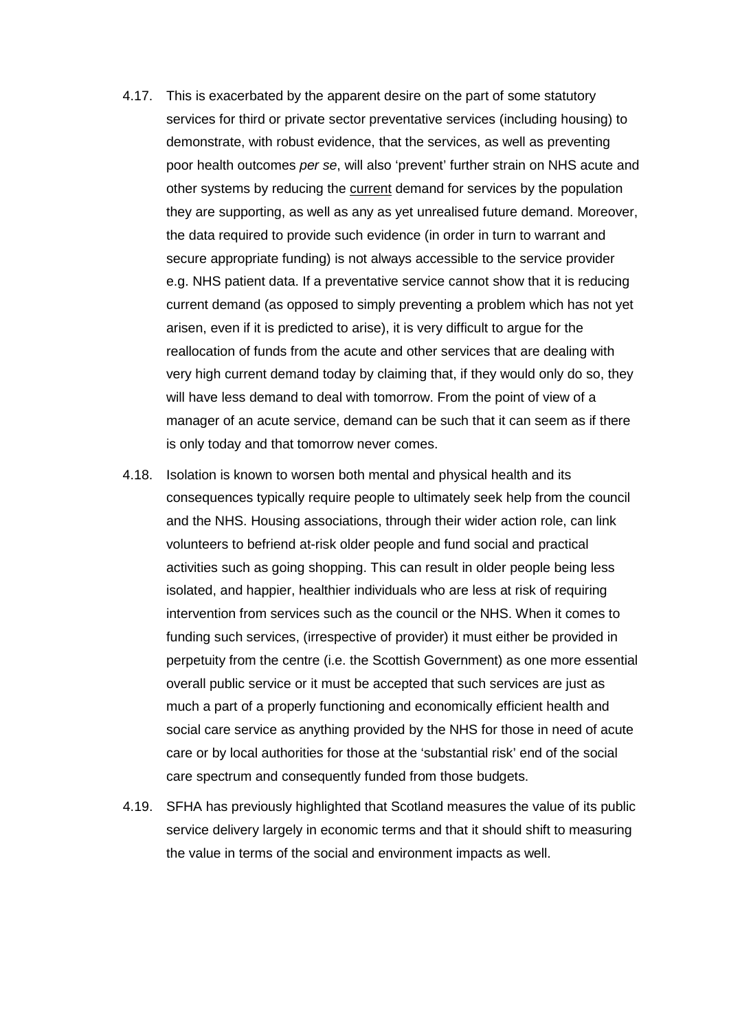4.17. This is exacerbated by the apparent desire on the part of some statutory services for third or private sector preventative services (including housing) to demonstrate, with robust evidence, that the services, as well as preventing poor health outcomes *per se*, will also 'prevent' further strain on NHS acute and other systems by reducing the <u>current</u> demand for services by the population they are supporting, as well as any as yet unrealised future demand. Moreover, the data required to provide such evidence (in order in turn to warrant and secure appropriate funding) is not always accessible to the service provider e.g. NHS patient data. If a preventative service cannot show that it is reducing current demand (as opposed to simply preventing a problem which has not yet arisen, even if it is predicted to arise), it is very difficult to argue for the reallocation of funds from the acute and other services that are dealing with very high current demand today by claiming that, if they would only do so, they will have less demand to deal with tomorrow. From the point of view of a manager of an acute service, demand can be such that it can seem as if there is only today and that tomorrow never comes.

4.18. Isolation is known to worsen both mental and physical health and its consequences typically require people to ultimately seek help from the council and the NHS. Housing associations, through their wider action role, can link volunteers to befriend at-risk older people and fund social and practical activities such as going shopping. This can result in older people being less isolated, and happier, healthier individuals who are less at risk of requiring intervention from services such as the council or the NHS. When it comes to funding such services, (irrespective of provider) it must either be provided in perpetuity from the centre (i.e. the Scottish Government) as one more essential overall public service or it must be accepted that such services are just as much a part of a properly functioning and economically efficient health and social care service as anything provided by the NHS for those in need of acute care or by local authorities for those at the 'substantial risk' end of the social care spectrum and consequently funded from those budgets.

4.19. SFHA has previously highlighted that Scotland measures the value of its public service delivery largely in economic terms and that it should shift to measuring the value in terms of the social and environment impacts as well.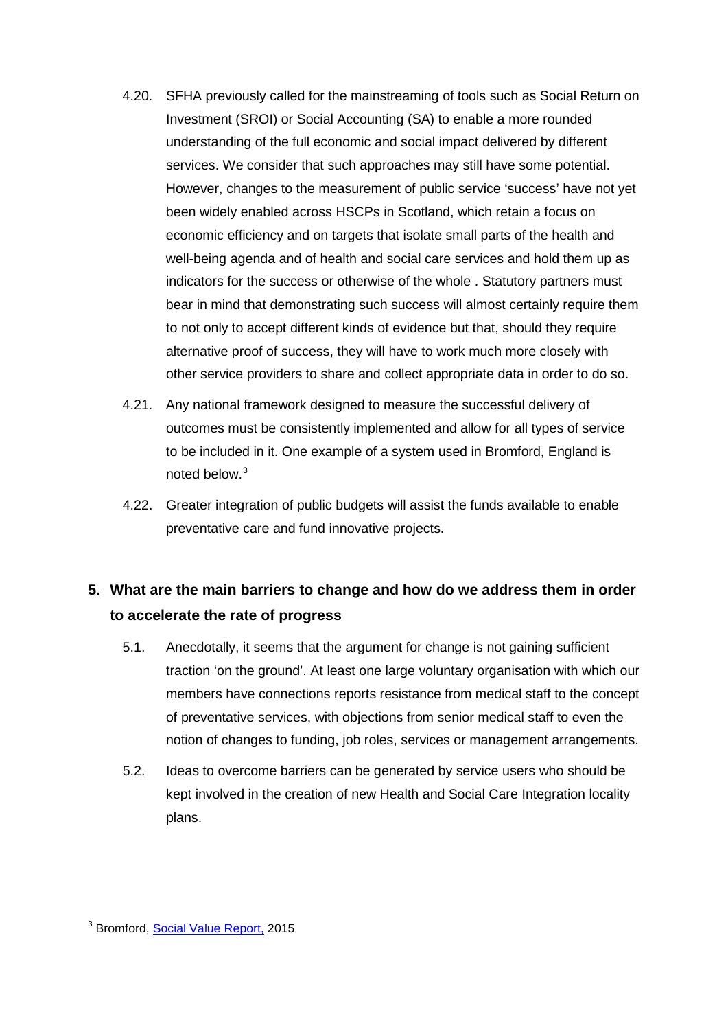4.20. SFHA previously called for the mainstreaming of tools such as Social Return on Investment (SROI) or Social Accounting (SA) to enable a more rounded understanding of the full economic and social impact delivered by different services. We consider that such approaches may still have some potential. However, changes to the measurement of public service 'success' have not yet been widely enabled across HSCPs in Scotland, which retain a focus on economic efficiency and on targets that isolate small parts of the health and well-being agenda and of health and social care services and hold them up as indicators for the success or otherwise of the whole . Statutory partners must bear in mind that demonstrating such success will almost certainly require them to not only to accept different kinds of evidence but that, should they require alternative proof of success, they will have to work much more closely with other service providers to share and collect appropriate data in order to do so.

4.21. Any national framework designed to measure the successful delivery of outcomes must be consistently implemented and allow for all types of service to be included in it. One example of a system used in Bromford, England is noted below.[3]

4.22. Greater integration of public budgets will assist the funds available to enable preventative care and fund innovative projects.

## 5. What are the main barriers to change and how do we address them in order to accelerate the rate of progress

5.1. Anecdotally, it seems that the argument for change is not gaining sufficient traction 'on the ground'. At least one large voluntary organisation with which our members have connections reports resistance from medical staff to the concept of preventative services, with objections from senior medical staff to even the notion of changes to funding, job roles, services or management arrangements.

5.2. Ideas to overcome barriers can be generated by service users who should be kept involved in the creation of new Health and Social Care Integration locality plans.

[3] Bromford, Social Value Report, 2015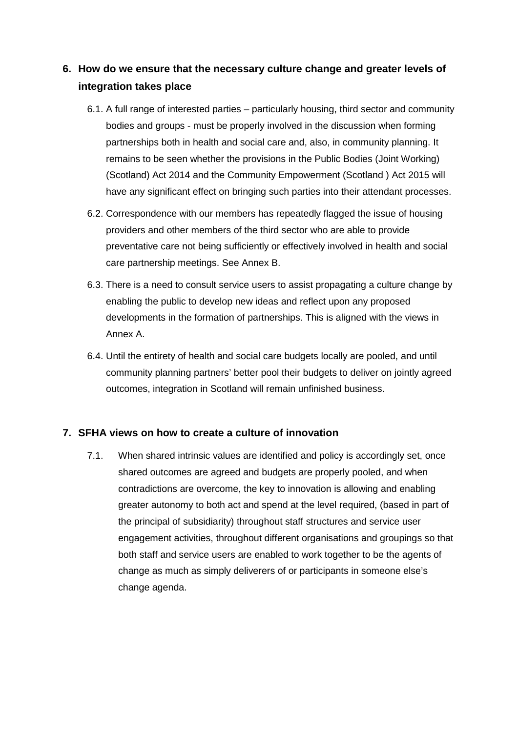## 6. How do we ensure that the necessary culture change and greater levels of integration takes place

6.1. A full range of interested parties – particularly housing, third sector and community bodies and groups - must be properly involved in the discussion when forming partnerships both in health and social care and, also, in community planning. It remains to be seen whether the provisions in the Public Bodies (Joint Working) (Scotland) Act 2014 and the Community Empowerment (Scotland ) Act 2015 will have any significant effect on bringing such parties into their attendant processes.

6.2. Correspondence with our members has repeatedly flagged the issue of housing providers and other members of the third sector who are able to provide preventative care not being sufficiently or effectively involved in health and social care partnership meetings. See Annex B.

6.3. There is a need to consult service users to assist propagating a culture change by enabling the public to develop new ideas and reflect upon any proposed developments in the formation of partnerships. This is aligned with the views in Annex A.

6.4. Until the entirety of health and social care budgets locally are pooled, and until community planning partners' better pool their budgets to deliver on jointly agreed outcomes, integration in Scotland will remain unfinished business.

## 7. SFHA views on how to create a culture of innovation

7.1. When shared intrinsic values are identified and policy is accordingly set, once shared outcomes are agreed and budgets are properly pooled, and when contradictions are overcome, the key to innovation is allowing and enabling greater autonomy to both act and spend at the level required, (based in part of the principal of subsidiarity) throughout staff structures and service user engagement activities, throughout different organisations and groupings so that both staff and service users are enabled to work together to be the agents of change as much as simply deliverers of or participants in someone else's change agenda.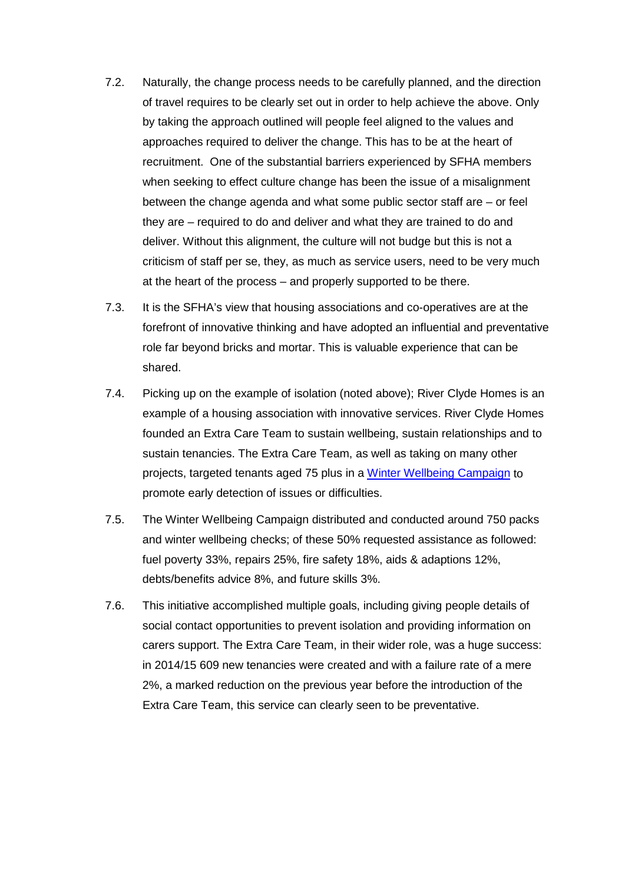7.2. Naturally, the change process needs to be carefully planned, and the direction of travel requires to be clearly set out in order to help achieve the above. Only by taking the approach outlined will people feel aligned to the values and approaches required to deliver the change. This has to be at the heart of recruitment. One of the substantial barriers experienced by SFHA members when seeking to effect culture change has been the issue of a misalignment between the change agenda and what some public sector staff are – or feel they are – required to do and deliver and what they are trained to do and deliver. Without this alignment, the culture will not budge but this is not a criticism of staff per se, they, as much as service users, need to be very much at the heart of the process – and properly supported to be there.

7.3. It is the SFHA's view that housing associations and co-operatives are at the forefront of innovative thinking and have adopted an influential and preventative role far beyond bricks and mortar. This is valuable experience that can be shared.

7.4. Picking up on the example of isolation (noted above); River Clyde Homes is an example of a housing association with innovative services. River Clyde Homes founded an Extra Care Team to sustain wellbeing, sustain relationships and to sustain tenancies. The Extra Care Team, as well as taking on many other projects, targeted tenants aged 75 plus in a [Winter Wellbeing Campaign] to promote early detection of issues or difficulties.

7.5. The Winter Wellbeing Campaign distributed and conducted around 750 packs and winter wellbeing checks; of these 50% requested assistance as followed: fuel poverty 33%, repairs 25%, fire safety 18%, aids & adaptions 12%, debts/benefits advice 8%, and future skills 3%.

7.6. This initiative accomplished multiple goals, including giving people details of social contact opportunities to prevent isolation and providing information on carers support. The Extra Care Team, in their wider role, was a huge success: in 2014/15 609 new tenancies were created and with a failure rate of a mere 2%, a marked reduction on the previous year before the introduction of the Extra Care Team, this service can clearly seen to be preventative.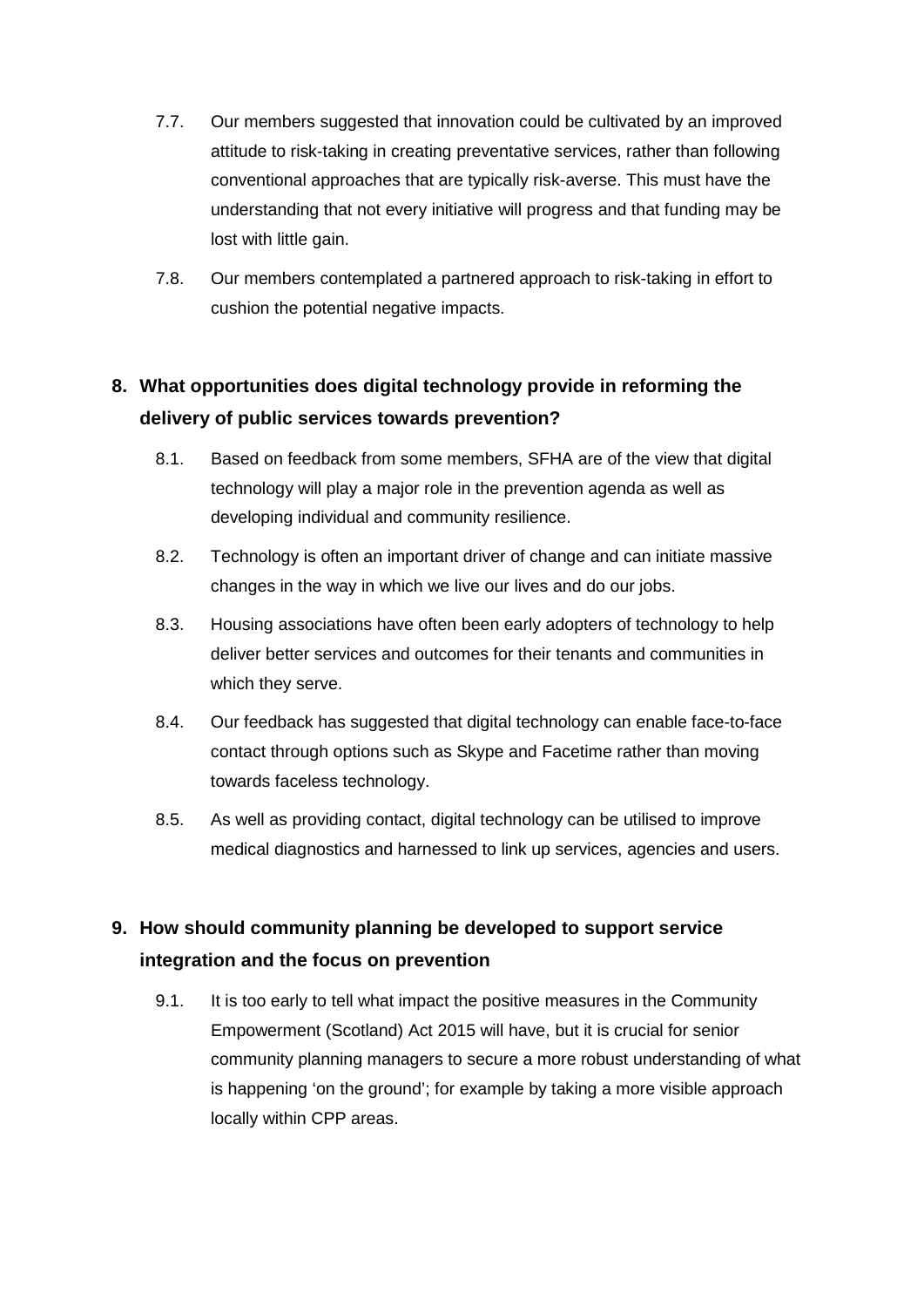7.7. Our members suggested that innovation could be cultivated by an improved attitude to risk-taking in creating preventative services, rather than following conventional approaches that are typically risk-averse. This must have the understanding that not every initiative will progress and that funding may be lost with little gain.

7.8. Our members contemplated a partnered approach to risk-taking in effort to cushion the potential negative impacts.

## 8. What opportunities does digital technology provide in reforming the delivery of public services towards prevention?

8.1. Based on feedback from some members, SFHA are of the view that digital technology will play a major role in the prevention agenda as well as developing individual and community resilience.

8.2. Technology is often an important driver of change and can initiate massive changes in the way in which we live our lives and do our jobs.

8.3. Housing associations have often been early adopters of technology to help deliver better services and outcomes for their tenants and communities in which they serve.

8.4. Our feedback has suggested that digital technology can enable face-to-face contact through options such as Skype and Facetime rather than moving towards faceless technology.

8.5. As well as providing contact, digital technology can be utilised to improve medical diagnostics and harnessed to link up services, agencies and users.

## 9. How should community planning be developed to support service integration and the focus on prevention

9.1. It is too early to tell what impact the positive measures in the Community Empowerment (Scotland) Act 2015 will have, but it is crucial for senior community planning managers to secure a more robust understanding of what is happening 'on the ground'; for example by taking a more visible approach locally within CPP areas.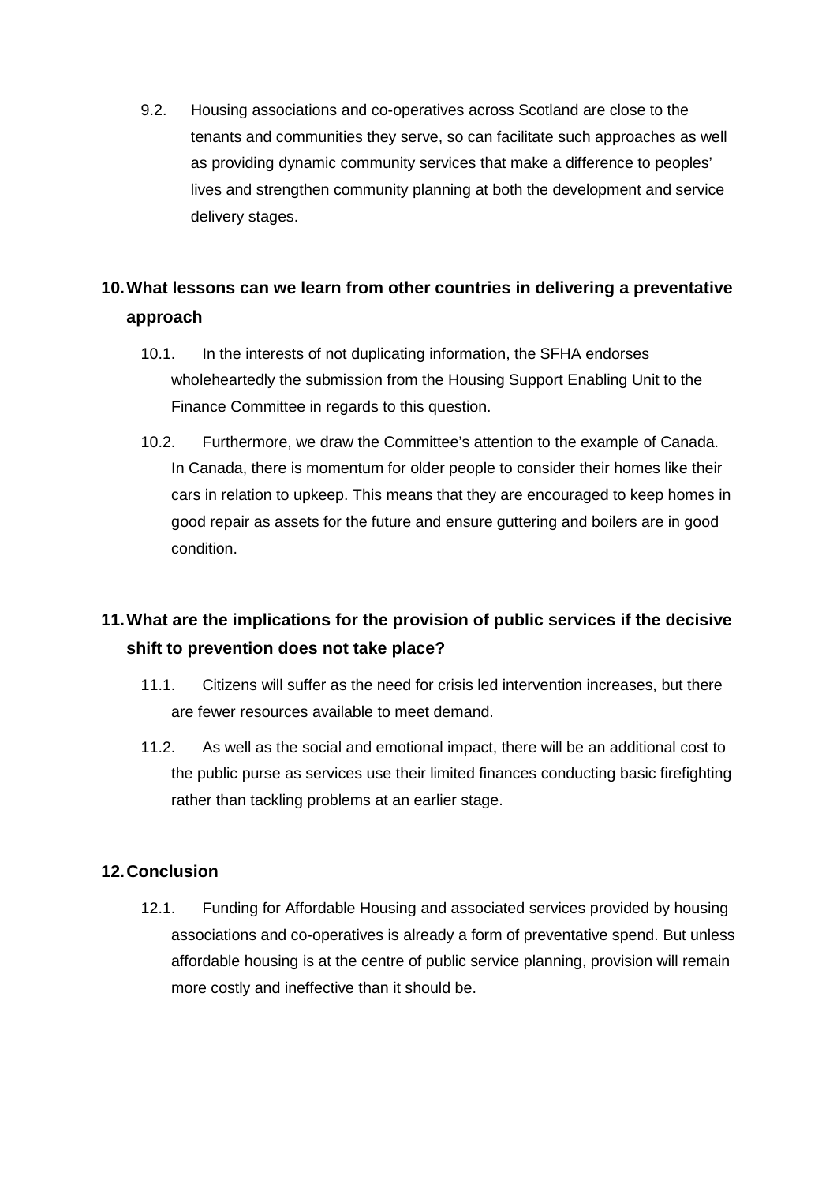9.2. Housing associations and co-operatives across Scotland are close to the tenants and communities they serve, so can facilitate such approaches as well as providing dynamic community services that make a difference to peoples' lives and strengthen community planning at both the development and service delivery stages.

## 10. What lessons can we learn from other countries in delivering a preventative approach

10.1. In the interests of not duplicating information, the SFHA endorses wholeheartedly the submission from the Housing Support Enabling Unit to the Finance Committee in regards to this question.

10.2. Furthermore, we draw the Committee's attention to the example of Canada. In Canada, there is momentum for older people to consider their homes like their cars in relation to upkeep. This means that they are encouraged to keep homes in good repair as assets for the future and ensure guttering and boilers are in good condition.

## 11. What are the implications for the provision of public services if the decisive shift to prevention does not take place?

11.1. Citizens will suffer as the need for crisis led intervention increases, but there are fewer resources available to meet demand.

11.2. As well as the social and emotional impact, there will be an additional cost to the public purse as services use their limited finances conducting basic firefighting rather than tackling problems at an earlier stage.

## 12. Conclusion

12.1. Funding for Affordable Housing and associated services provided by housing associations and co-operatives is already a form of preventative spend. But unless affordable housing is at the centre of public service planning, provision will remain more costly and ineffective than it should be.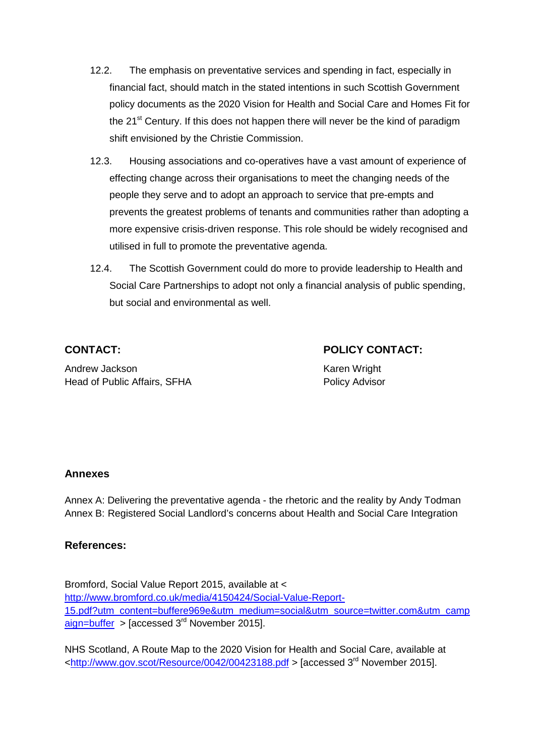12.2. The emphasis on preventative services and spending in fact, especially in financial fact, should match in the stated intentions in such Scottish Government policy documents as the 2020 Vision for Health and Social Care and Homes Fit for the 21st Century. If this does not happen there will never be the kind of paradigm shift envisioned by the Christie Commission.

12.3. Housing associations and co-operatives have a vast amount of experience of effecting change across their organisations to meet the changing needs of the people they serve and to adopt an approach to service that pre-empts and prevents the greatest problems of tenants and communities rather than adopting a more expensive crisis-driven response. This role should be widely recognised and utilised in full to promote the preventative agenda.

12.4. The Scottish Government could do more to provide leadership to Health and Social Care Partnerships to adopt not only a financial analysis of public spending, but social and environmental as well.

**CONTACT:**

Andrew Jackson
Head of Public Affairs, SFHA

**POLICY CONTACT:**

Karen Wright
Policy Advisor

**Annexes**

Annex A: Delivering the preventative agenda - the rhetoric and the reality by Andy Todman
Annex B: Registered Social Landlord's concerns about Health and Social Care Integration

**References:**

Bromford, Social Value Report 2015, available at < http://www.bromford.co.uk/media/4150424/Social-Value-Report-15.pdf?utm_content=buffere969e&utm_medium=social&utm_source=twitter.com&utm_campaign=buffer > [accessed 3rd November 2015].

NHS Scotland, A Route Map to the 2020 Vision for Health and Social Care, available at <http://www.gov.scot/Resource/0042/00423188.pdf > [accessed 3rd November 2015].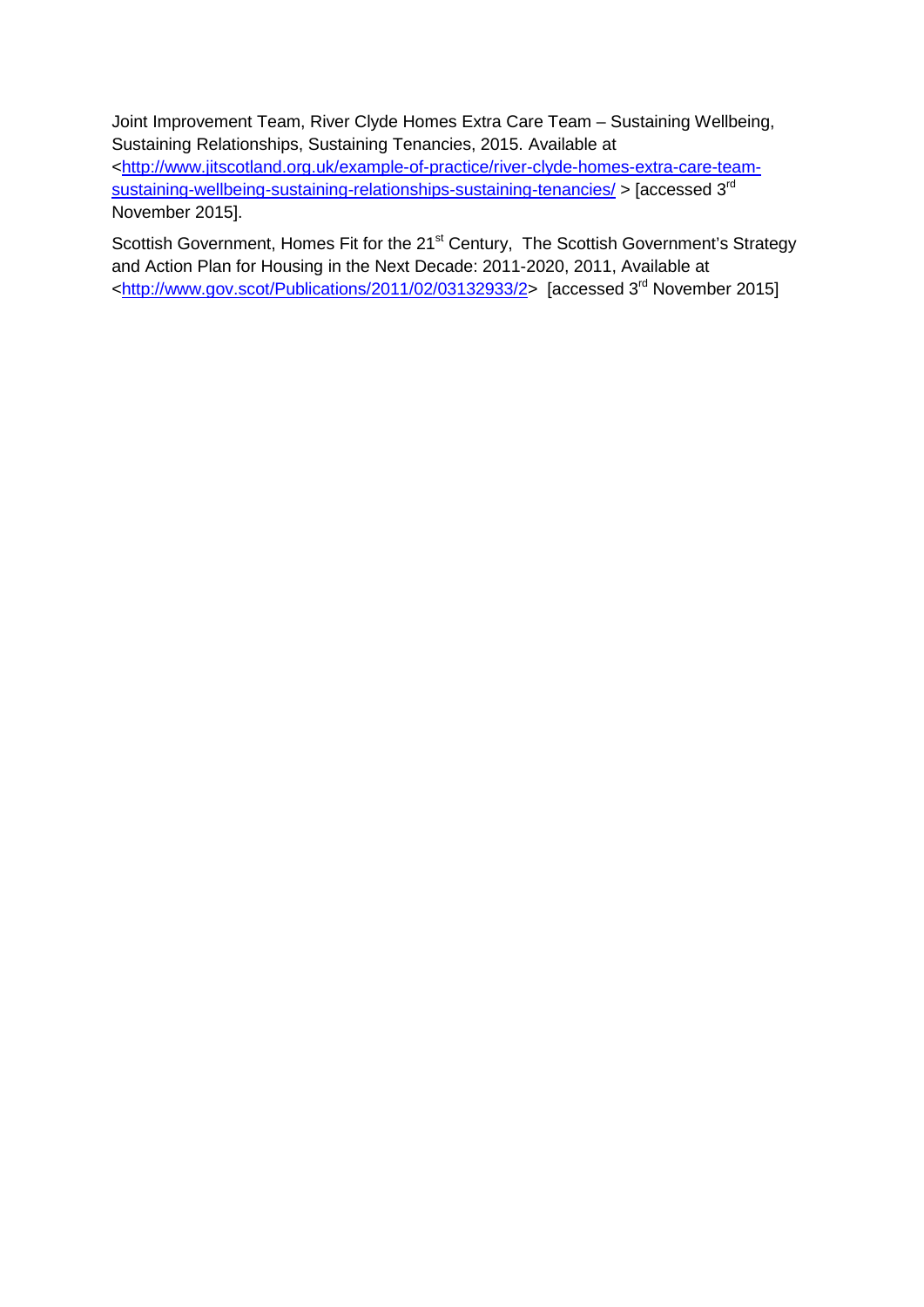Joint Improvement Team, River Clyde Homes Extra Care Team – Sustaining Wellbeing, Sustaining Relationships, Sustaining Tenancies, 2015. Available at <http://www.jitscotland.org.uk/example-of-practice/river-clyde-homes-extra-care-team-sustaining-wellbeing-sustaining-relationships-sustaining-tenancies/ > [accessed 3rd November 2015].

Scottish Government, Homes Fit for the 21st Century, The Scottish Government's Strategy and Action Plan for Housing in the Next Decade: 2011-2020, 2011, Available at <http://www.gov.scot/Publications/2011/02/03132933/2> [accessed 3rd November 2015]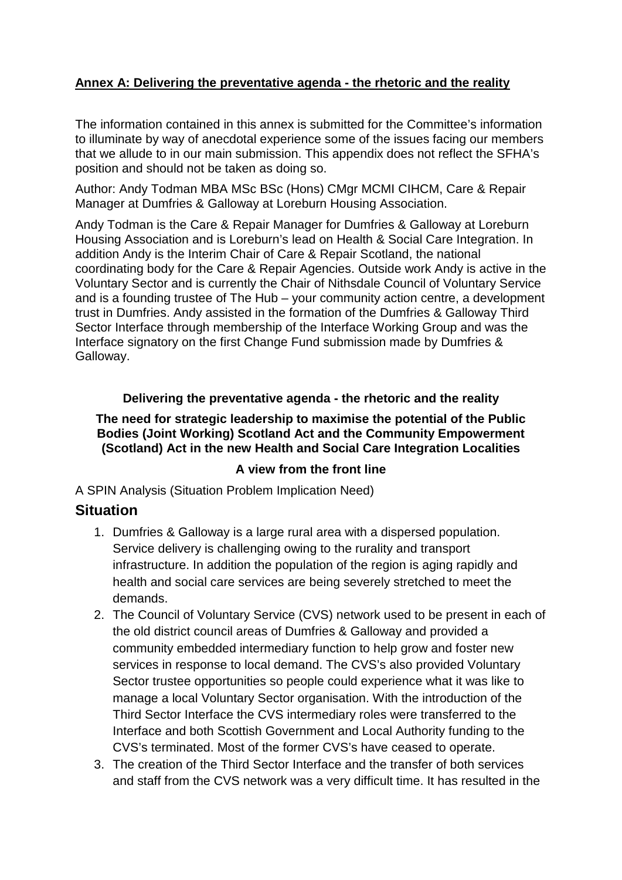**Annex A: Delivering the preventative agenda - the rhetoric and the reality**

The information contained in this annex is submitted for the Committee's information to illuminate by way of anecdotal experience some of the issues facing our members that we allude to in our main submission. This appendix does not reflect the SFHA's position and should not be taken as doing so.

Author: Andy Todman MBA MSc BSc (Hons) CMgr MCMI CIHCM, Care & Repair Manager at Dumfries & Galloway at Loreburn Housing Association.

Andy Todman is the Care & Repair Manager for Dumfries & Galloway at Loreburn Housing Association and is Loreburn's lead on Health & Social Care Integration. In addition Andy is the Interim Chair of Care & Repair Scotland, the national coordinating body for the Care & Repair Agencies. Outside work Andy is active in the Voluntary Sector and is currently the Chair of Nithsdale Council of Voluntary Service and is a founding trustee of The Hub – your community action centre, a development trust in Dumfries. Andy assisted in the formation of the Dumfries & Galloway Third Sector Interface through membership of the Interface Working Group and was the Interface signatory on the first Change Fund submission made by Dumfries & Galloway.

**Delivering the preventative agenda - the rhetoric and the reality**

**The need for strategic leadership to maximise the potential of the Public Bodies (Joint Working) Scotland Act and the Community Empowerment (Scotland) Act in the new Health and Social Care Integration Localities**

**A view from the front line**

A SPIN Analysis (Situation Problem Implication Need)

## Situation

1. Dumfries & Galloway is a large rural area with a dispersed population. Service delivery is challenging owing to the rurality and transport infrastructure. In addition the population of the region is aging rapidly and health and social care services are being severely stretched to meet the demands.
2. The Council of Voluntary Service (CVS) network used to be present in each of the old district council areas of Dumfries & Galloway and provided a community embedded intermediary function to help grow and foster new services in response to local demand. The CVS's also provided Voluntary Sector trustee opportunities so people could experience what it was like to manage a local Voluntary Sector organisation. With the introduction of the Third Sector Interface the CVS intermediary roles were transferred to the Interface and both Scottish Government and Local Authority funding to the CVS's terminated. Most of the former CVS's have ceased to operate.
3. The creation of the Third Sector Interface and the transfer of both services and staff from the CVS network was a very difficult time. It has resulted in the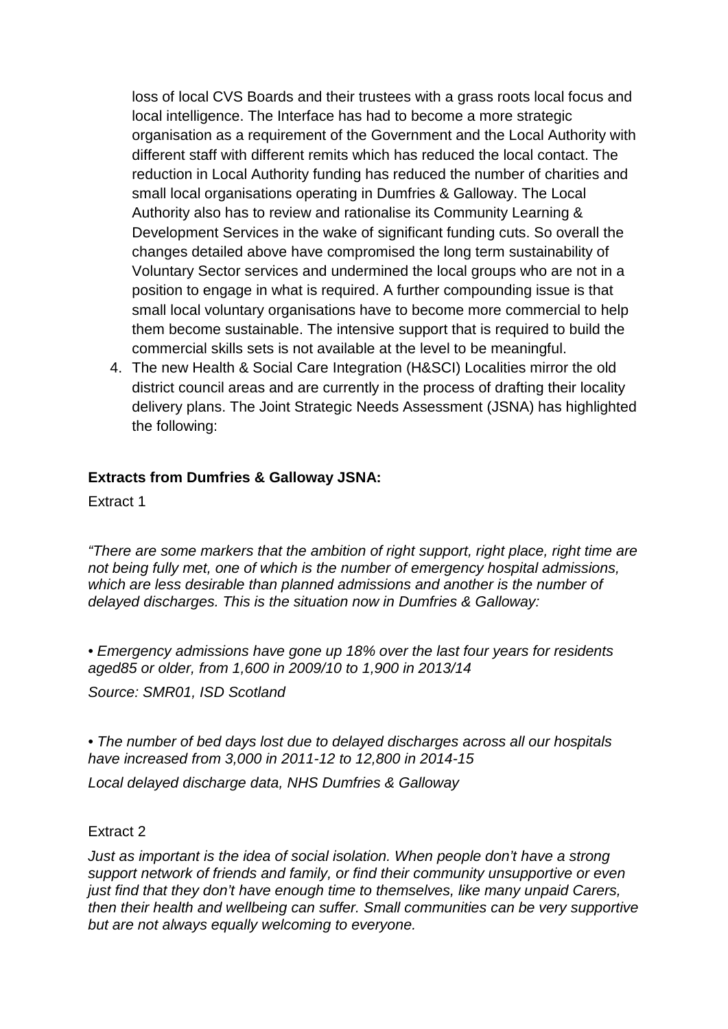loss of local CVS Boards and their trustees with a grass roots local focus and local intelligence. The Interface has had to become a more strategic organisation as a requirement of the Government and the Local Authority with different staff with different remits which has reduced the local contact. The reduction in Local Authority funding has reduced the number of charities and small local organisations operating in Dumfries & Galloway. The Local Authority also has to review and rationalise its Community Learning & Development Services in the wake of significant funding cuts. So overall the changes detailed above have compromised the long term sustainability of Voluntary Sector services and undermined the local groups who are not in a position to engage in what is required. A further compounding issue is that small local voluntary organisations have to become more commercial to help them become sustainable. The intensive support that is required to build the commercial skills sets is not available at the level to be meaningful.

4. The new Health & Social Care Integration (H&SCI) Localities mirror the old district council areas and are currently in the process of drafting their locality delivery plans. The Joint Strategic Needs Assessment (JSNA) has highlighted the following:

**Extracts from Dumfries & Galloway JSNA:**

Extract 1

*"There are some markers that the ambition of right support, right place, right time are not being fully met, one of which is the number of emergency hospital admissions, which are less desirable than planned admissions and another is the number of delayed discharges. This is the situation now in Dumfries & Galloway:*

*• Emergency admissions have gone up 18% over the last four years for residents aged85 or older, from 1,600 in 2009/10 to 1,900 in 2013/14*

*Source: SMR01, ISD Scotland*

*• The number of bed days lost due to delayed discharges across all our hospitals have increased from 3,000 in 2011-12 to 12,800 in 2014-15*

*Local delayed discharge data, NHS Dumfries & Galloway*

Extract 2

*Just as important is the idea of social isolation. When people don't have a strong support network of friends and family, or find their community unsupportive or even just find that they don't have enough time to themselves, like many unpaid Carers, then their health and wellbeing can suffer. Small communities can be very supportive but are not always equally welcoming to everyone.*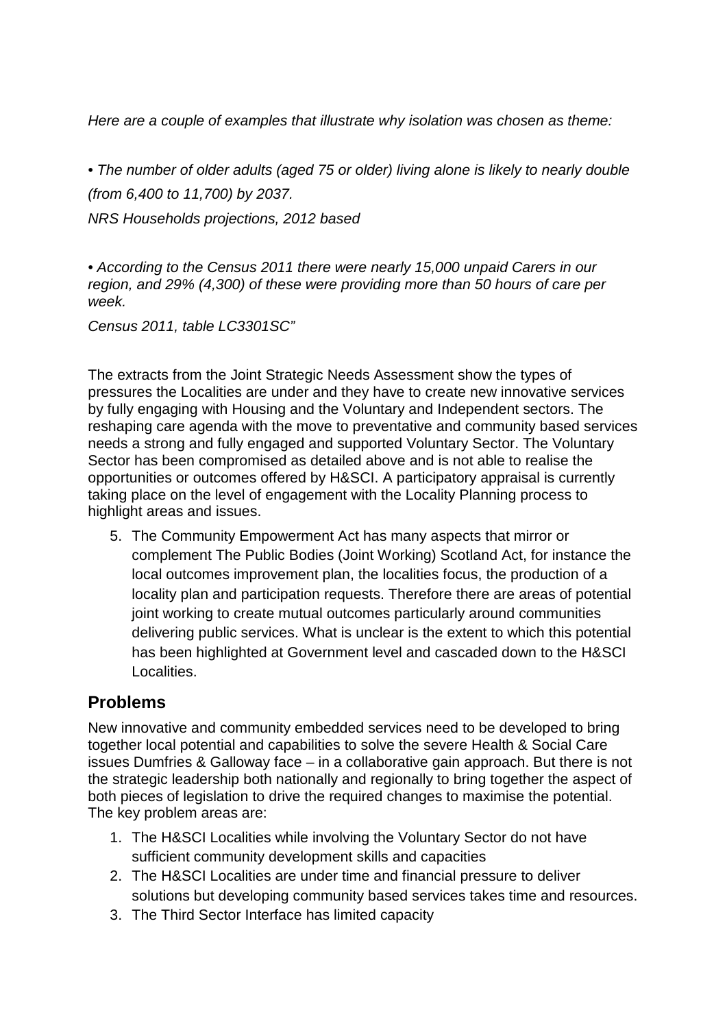*Here are a couple of examples that illustrate why isolation was chosen as theme:*

*• The number of older adults (aged 75 or older) living alone is likely to nearly double (from 6,400 to 11,700) by 2037.*

*NRS Households projections, 2012 based*

*• According to the Census 2011 there were nearly 15,000 unpaid Carers in our region, and 29% (4,300) of these were providing more than 50 hours of care per week.*

*Census 2011, table LC3301SC"*

The extracts from the Joint Strategic Needs Assessment show the types of pressures the Localities are under and they have to create new innovative services by fully engaging with Housing and the Voluntary and Independent sectors. The reshaping care agenda with the move to preventative and community based services needs a strong and fully engaged and supported Voluntary Sector. The Voluntary Sector has been compromised as detailed above and is not able to realise the opportunities or outcomes offered by H&SCI. A participatory appraisal is currently taking place on the level of engagement with the Locality Planning process to highlight areas and issues.

5. The Community Empowerment Act has many aspects that mirror or complement The Public Bodies (Joint Working) Scotland Act, for instance the local outcomes improvement plan, the localities focus, the production of a locality plan and participation requests. Therefore there are areas of potential joint working to create mutual outcomes particularly around communities delivering public services. What is unclear is the extent to which this potential has been highlighted at Government level and cascaded down to the H&SCI Localities.

## Problems

New innovative and community embedded services need to be developed to bring together local potential and capabilities to solve the severe Health & Social Care issues Dumfries & Galloway face – in a collaborative gain approach. But there is not the strategic leadership both nationally and regionally to bring together the aspect of both pieces of legislation to drive the required changes to maximise the potential. The key problem areas are:

1. The H&SCI Localities while involving the Voluntary Sector do not have sufficient community development skills and capacities
2. The H&SCI Localities are under time and financial pressure to deliver solutions but developing community based services takes time and resources.
3. The Third Sector Interface has limited capacity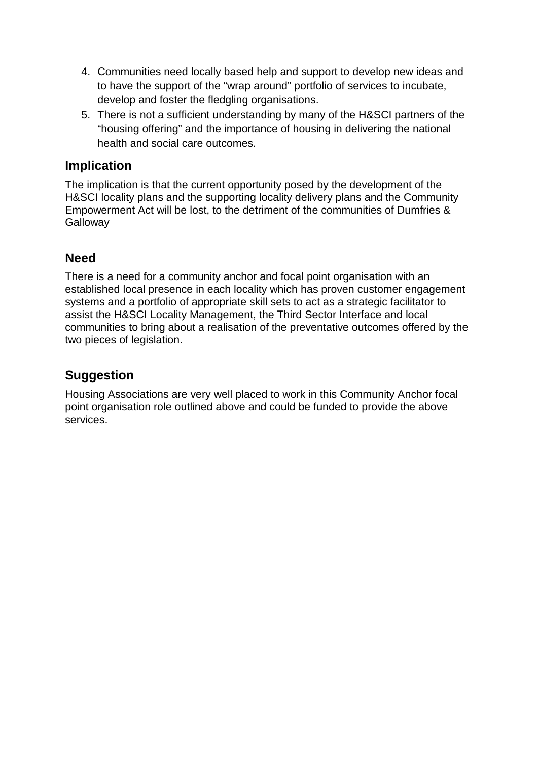4. Communities need locally based help and support to develop new ideas and to have the support of the “wrap around” portfolio of services to incubate, develop and foster the fledgling organisations.
5. There is not a sufficient understanding by many of the H&SCI partners of the “housing offering” and the importance of housing in delivering the national health and social care outcomes.

## Implication

The implication is that the current opportunity posed by the development of the H&SCI locality plans and the supporting locality delivery plans and the Community Empowerment Act will be lost, to the detriment of the communities of Dumfries & Galloway

## Need

There is a need for a community anchor and focal point organisation with an established local presence in each locality which has proven customer engagement systems and a portfolio of appropriate skill sets to act as a strategic facilitator to assist the H&SCI Locality Management, the Third Sector Interface and local communities to bring about a realisation of the preventative outcomes offered by the two pieces of legislation.

## Suggestion

Housing Associations are very well placed to work in this Community Anchor focal point organisation role outlined above and could be funded to provide the above services.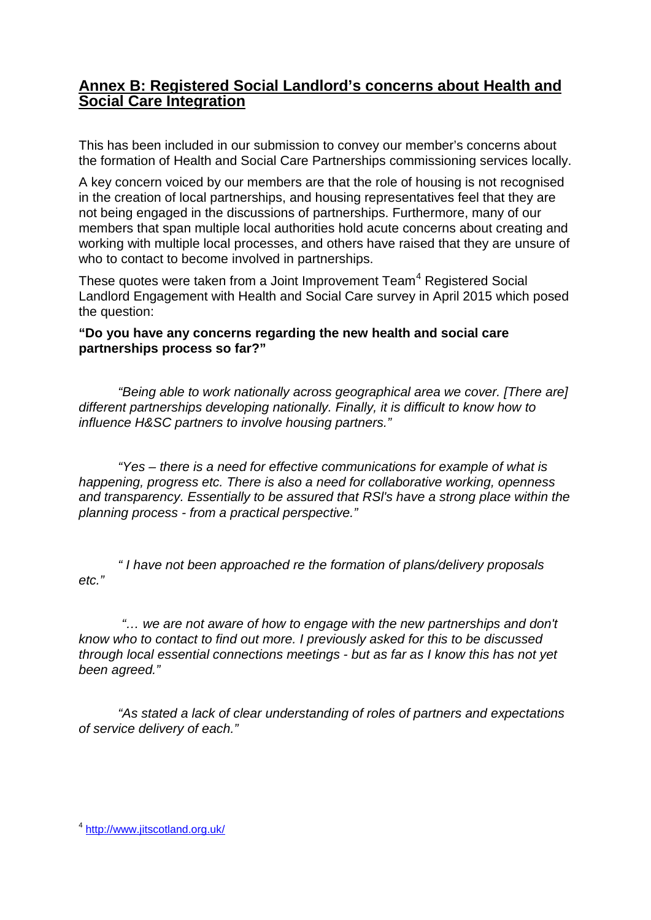## Annex B: Registered Social Landlord's concerns about Health and Social Care Integration

This has been included in our submission to convey our member's concerns about the formation of Health and Social Care Partnerships commissioning services locally.

A key concern voiced by our members are that the role of housing is not recognised in the creation of local partnerships, and housing representatives feel that they are not being engaged in the discussions of partnerships. Furthermore, many of our members that span multiple local authorities hold acute concerns about creating and working with multiple local processes, and others have raised that they are unsure of who to contact to become involved in partnerships.

These quotes were taken from a Joint Improvement Team[4] Registered Social Landlord Engagement with Health and Social Care survey in April 2015 which posed the question:

**"Do you have any concerns regarding the new health and social care partnerships process so far?"**

*"Being able to work nationally across geographical area we cover. [There are] different partnerships developing nationally. Finally, it is difficult to know how to influence H&SC partners to involve housing partners."*

*"Yes – there is a need for effective communications for example of what is happening, progress etc. There is also a need for collaborative working, openness and transparency. Essentially to be assured that RSl's have a strong place within the planning process - from a practical perspective."*

*" I have not been approached re the formation of plans/delivery proposals etc."*

*"… we are not aware of how to engage with the new partnerships and don't know who to contact to find out more. I previously asked for this to be discussed through local essential connections meetings - but as far as I know this has not yet been agreed."*

*"As stated a lack of clear understanding of roles of partners and expectations of service delivery of each."*

[4] http://www.jitscotland.org.uk/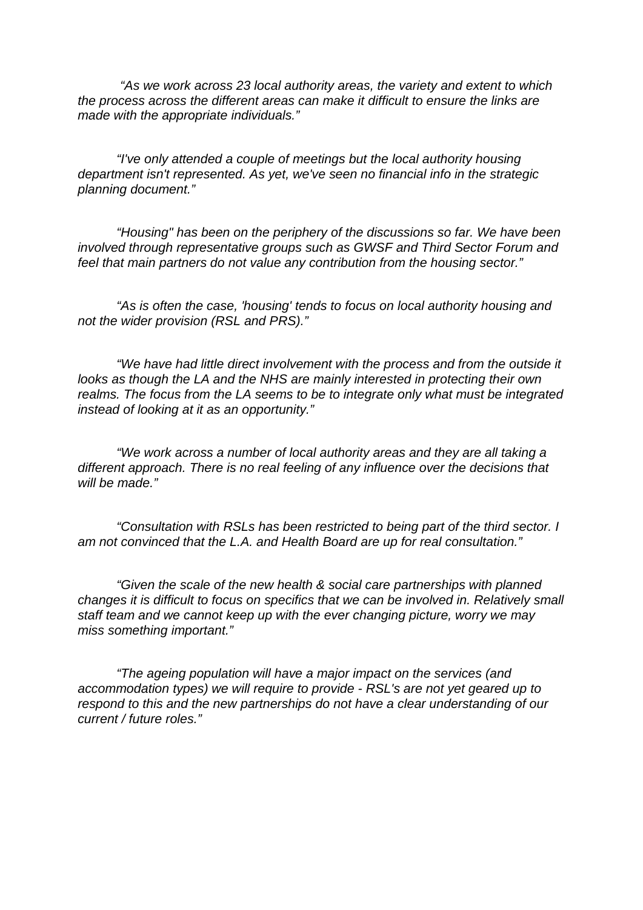*"As we work across 23 local authority areas, the variety and extent to which the process across the different areas can make it difficult to ensure the links are made with the appropriate individuals."*

*"I've only attended a couple of meetings but the local authority housing department isn't represented. As yet, we've seen no financial info in the strategic planning document."*

*"Housing" has been on the periphery of the discussions so far. We have been involved through representative groups such as GWSF and Third Sector Forum and feel that main partners do not value any contribution from the housing sector."*

*"As is often the case, 'housing' tends to focus on local authority housing and not the wider provision (RSL and PRS)."*

*"We have had little direct involvement with the process and from the outside it looks as though the LA and the NHS are mainly interested in protecting their own realms. The focus from the LA seems to be to integrate only what must be integrated instead of looking at it as an opportunity."*

*"We work across a number of local authority areas and they are all taking a different approach. There is no real feeling of any influence over the decisions that will be made."*

*"Consultation with RSLs has been restricted to being part of the third sector. I am not convinced that the L.A. and Health Board are up for real consultation."*

*"Given the scale of the new health & social care partnerships with planned changes it is difficult to focus on specifics that we can be involved in. Relatively small staff team and we cannot keep up with the ever changing picture, worry we may miss something important."*

*"The ageing population will have a major impact on the services (and accommodation types) we will require to provide - RSL's are not yet geared up to respond to this and the new partnerships do not have a clear understanding of our current / future roles."*